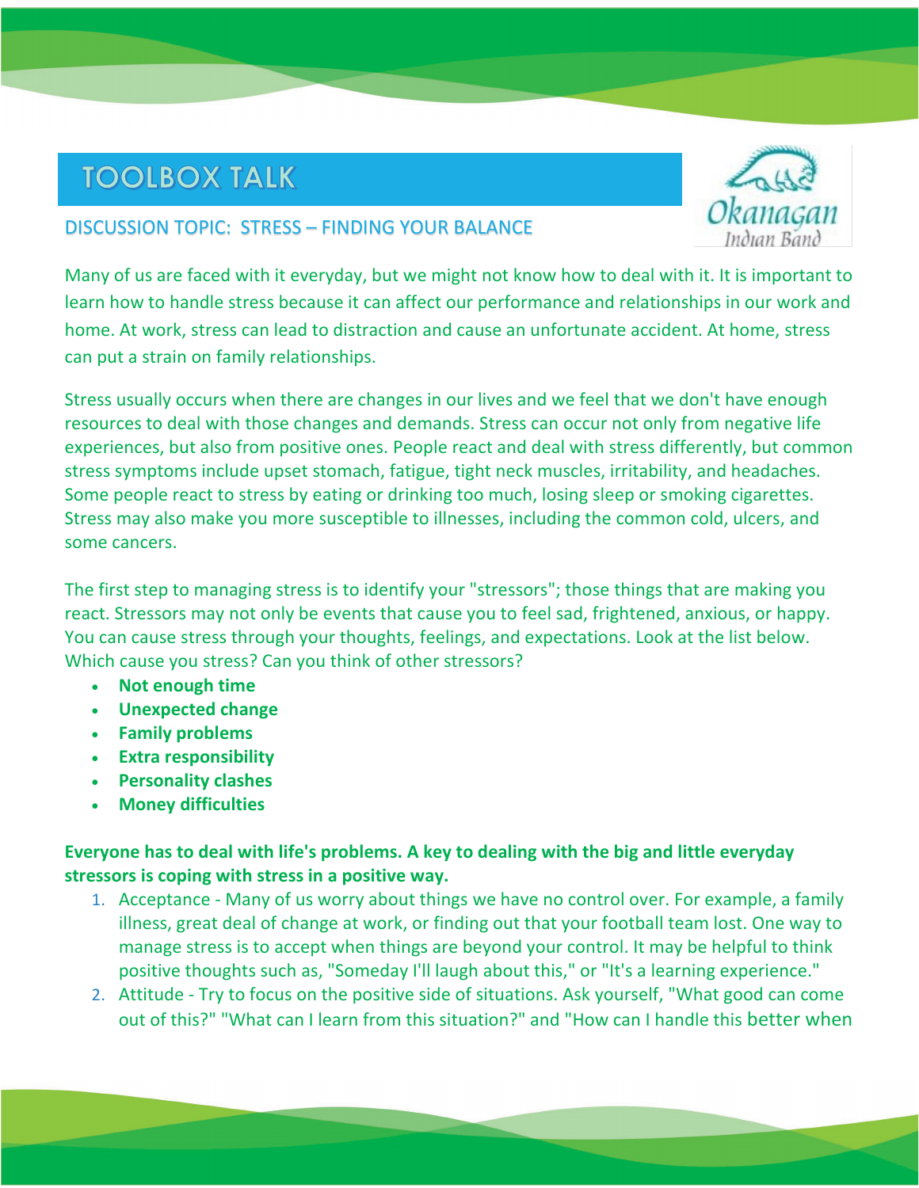# TOOLBOX TALK

Okanagan Indian Band

## DISCUSSION TOPIC: STRESS – FINDING YOUR BALANCE

Many of us are faced with it everyday, but we might not know how to deal with it. It is important to learn how to handle stress because it can affect our performance and relationships in our work and home. At work, stress can lead to distraction and cause an unfortunate accident. At home, stress can put a strain on family relationships.

Stress usually occurs when there are changes in our lives and we feel that we don't have enough resources to deal with those changes and demands. Stress can occur not only from negative life experiences, but also from positive ones. People react and deal with stress differently, but common stress symptoms include upset stomach, fatigue, tight neck muscles, irritability, and headaches. Some people react to stress by eating or drinking too much, losing sleep or smoking cigarettes. Stress may also make you more susceptible to illnesses, including the common cold, ulcers, and some cancers.

The first step to managing stress is to identify your "stressors"; those things that are making you react. Stressors may not only be events that cause you to feel sad, frightened, anxious, or happy. You can cause stress through your thoughts, feelings, and expectations. Look at the list below. Which cause you stress? Can you think of other stressors?

- **Not enough time**
- **Unexpected change**
- **Family problems**
- **Extra responsibility**
- **Personality clashes**
- **Money difficulties**

**Everyone has to deal with life's problems. A key to dealing with the big and little everyday stressors is coping with stress in a positive way.**

1. Acceptance - Many of us worry about things we have no control over. For example, a family illness, great deal of change at work, or finding out that your football team lost. One way to manage stress is to accept when things are beyond your control. It may be helpful to think positive thoughts such as, "Someday I'll laugh about this," or "It's a learning experience."
2. Attitude - Try to focus on the positive side of situations. Ask yourself, "What good can come out of this?" "What can I learn from this situation?" and "How can I handle this better when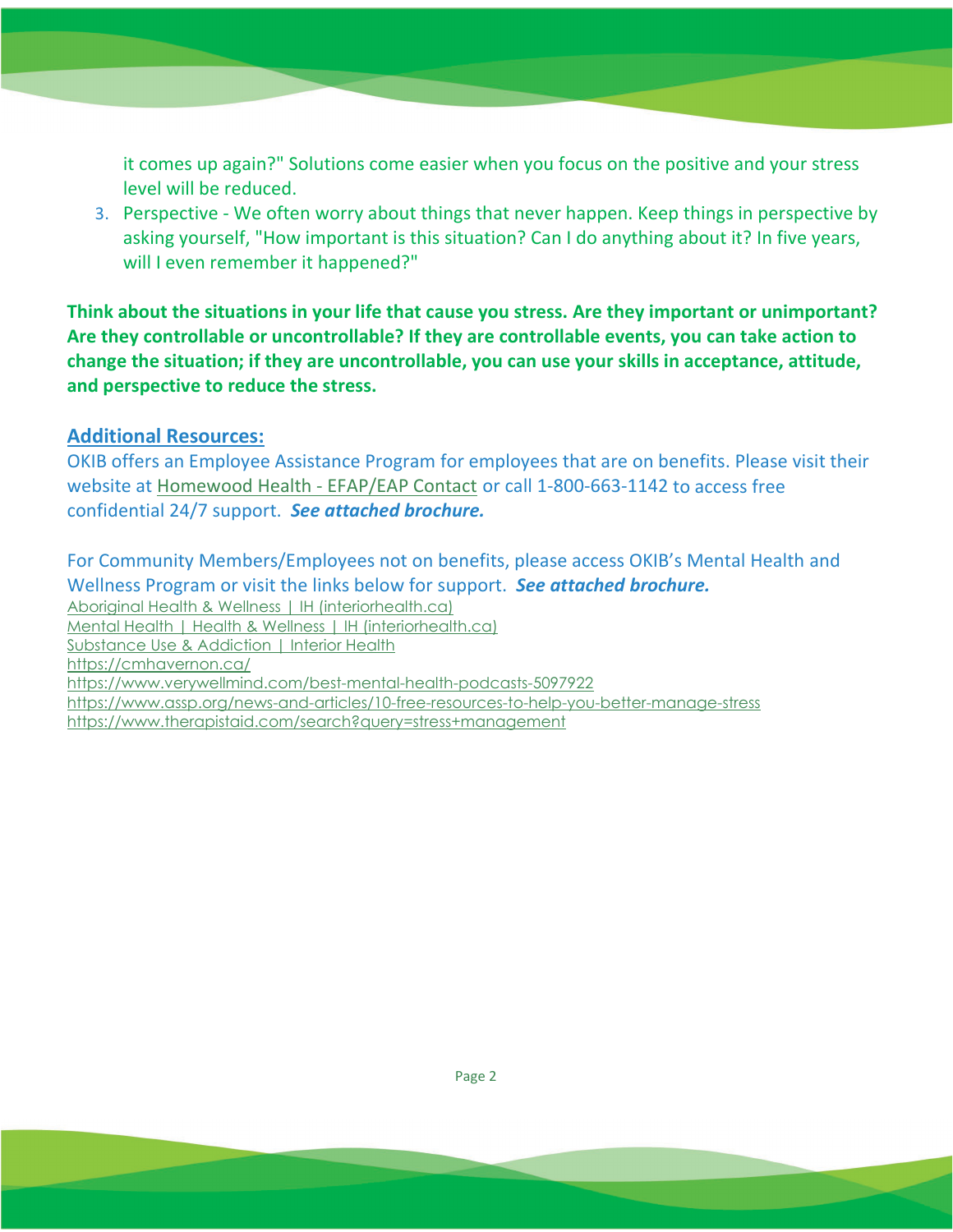it comes up again?" Solutions come easier when you focus on the positive and your stress level will be reduced.

3. Perspective - We often worry about things that never happen. Keep things in perspective by asking yourself, "How important is this situation? Can I do anything about it? In five years, will I even remember it happened?"

**Think about the situations in your life that cause you stress. Are they important or unimportant? Are they controllable or uncontrollable? If they are controllable events, you can take action to change the situation; if they are uncontrollable, you can use your skills in acceptance, attitude, and perspective to reduce the stress.**

## Additional Resources:

OKIB offers an Employee Assistance Program for employees that are on benefits. Please visit their website at Homewood Health - EFAP/EAP Contact or call 1-800-663-1142 to access free confidential 24/7 support. ***See attached brochure.***

For Community Members/Employees not on benefits, please access OKIB's Mental Health and Wellness Program or visit the links below for support. ***See attached brochure.***

Aboriginal Health & Wellness | IH (interiorhealth.ca)
Mental Health | Health & Wellness | IH (interiorhealth.ca)
Substance Use & Addiction | Interior Health
https://cmhavernon.ca/
https://www.verywellmind.com/best-mental-health-podcasts-5097922
https://www.assp.org/news-and-articles/10-free-resources-to-help-you-better-manage-stress
https://www.therapistaid.com/search?query=stress+management